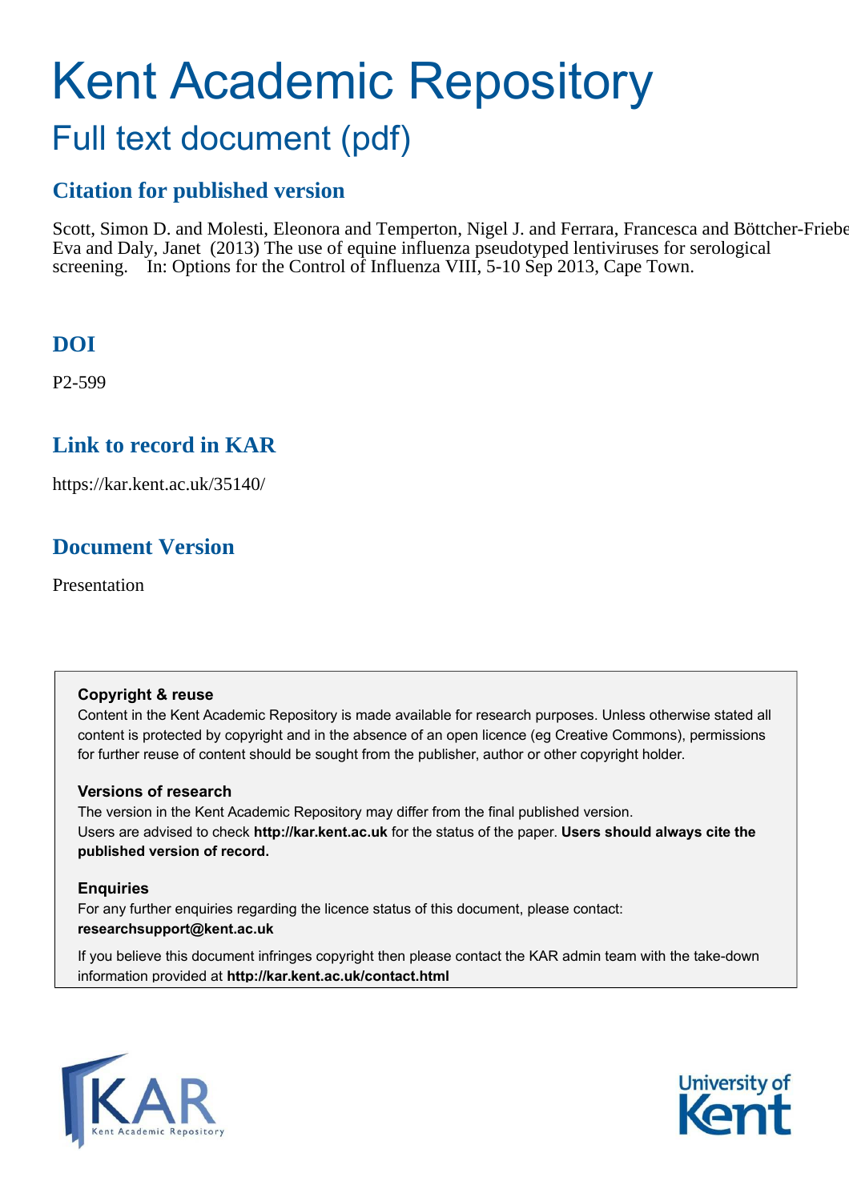# Kent Academic Repository

## Full text document (pdf)

### Citation for published version

Scott, Simon D. and Molesti, Eleonora and Temperton, Nigel J. and Ferrara, Francesca and Böttcher-Friebe Eva and Daly, Janet (2013) The use of equine influenza pseudotyped lentiviruses for serological screening. In: Options for the Control of Influenza VIII, 5-10 Sep 2013, Cape Town.

### DOI

P2-599

### Link to record in KAR

https://kar.kent.ac.uk/35140/

### Document Version

Presentation

**Copyright & reuse**

Content in the Kent Academic Repository is made available for research purposes. Unless otherwise stated all content is protected by copyright and in the absence of an open licence (eg Creative Commons), permissions for further reuse of content should be sought from the publisher, author or other copyright holder.

**Versions of research**

The version in the Kent Academic Repository may differ from the final published version. Users are advised to check **http://kar.kent.ac.uk** for the status of the paper. **Users should always cite the published version of record.**

**Enquiries**

For any further enquiries regarding the licence status of this document, please contact: **researchsupport@kent.ac.uk**

If you believe this document infringes copyright then please contact the KAR admin team with the take-down information provided at **http://kar.kent.ac.uk/contact.html**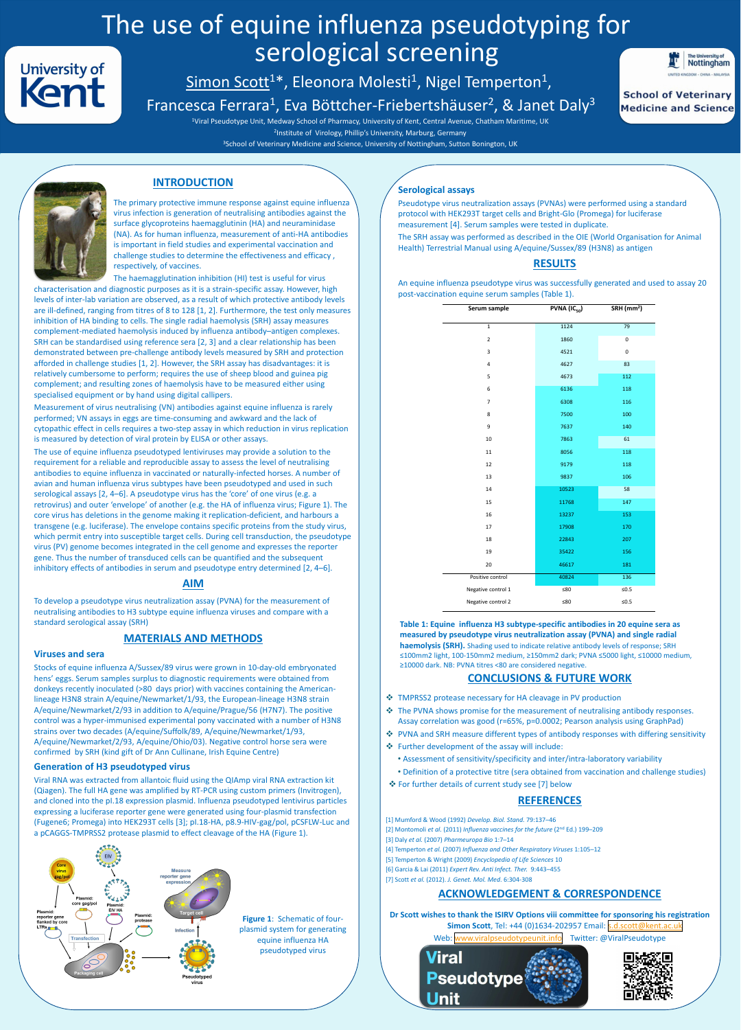# The use of equine influenza pseudotyping for serological screening

Simon Scott[1]*, Eleonora Molesti[1], Nigel Temperton[1], Francesca Ferrara[1], Eva Böttcher-Friebertshäuser[2], & Janet Daly[3]

[1]Viral Pseudotype Unit, Medway School of Pharmacy, University of Kent, Central Avenue, Chatham Maritime, UK
[2]Institute of Virology, Phillip's University, Marburg, Germany
[3]School of Veterinary Medicine and Science, University of Nottingham, Sutton Bonington, UK

## INTRODUCTION

The primary protective immune response against equine influenza virus infection is generation of neutralising antibodies against the surface glycoproteins haemagglutinin (HA) and neuraminidase (NA). As for human influenza, measurement of anti-HA antibodies is important in field studies and experimental vaccination and challenge studies to determine the effectiveness and efficacy , respectively, of vaccines.

The haemagglutination inhibition (HI) test is useful for virus characterisation and diagnostic purposes as it is a strain-specific assay. However, high levels of inter-lab variation are observed, as a result of which protective antibody levels are ill-defined, ranging from titres of 8 to 128 [1, 2]. Furthermore, the test only measures inhibition of HA binding to cells. The single radial haemolysis (SRH) assay measures complement-mediated haemolysis induced by influenza antibody–antigen complexes. SRH can be standardised using reference sera [2, 3] and a clear relationship has been demonstrated between pre-challenge antibody levels measured by SRH and protection afforded in challenge studies [1, 2]. However, the SRH assay has disadvantages: it is relatively cumbersome to perform; requires the use of sheep blood and guinea pig complement; and resulting zones of haemolysis have to be measured either using specialised equipment or by hand using digital callipers.

Measurement of virus neutralising (VN) antibodies against equine influenza is rarely performed; VN assays in eggs are time-consuming and awkward and the lack of cytopathic effect in cells requires a two-step assay in which reduction in virus replication is measured by detection of viral protein by ELISA or other assays.

The use of equine influenza pseudotyped lentiviruses may provide a solution to the requirement for a reliable and reproducible assay to assess the level of neutralising antibodies to equine influenza in vaccinated or naturally-infected horses. A number of avian and human influenza virus subtypes have been pseudotyped and used in such serological assays [2, 4–6]. A pseudotype virus has the 'core' of one virus (e.g. a retrovirus) and outer 'envelope' of another (e.g. the HA of influenza virus; Figure 1). The core virus has deletions in the genome making it replication-deficient, and harbours a transgene (e.g. luciferase). The envelope contains specific proteins from the study virus, which permit entry into susceptible target cells. During cell transduction, the pseudotype virus (PV) genome becomes integrated in the cell genome and expresses the reporter gene. Thus the number of transduced cells can be quantified and the subsequent inhibitory effects of antibodies in serum and pseudotype entry determined [2, 4–6].

## AIM

To develop a pseudotype virus neutralization assay (PVNA) for the measurement of neutralising antibodies to H3 subtype equine influenza viruses and compare with a standard serological assay (SRH)

## MATERIALS AND METHODS

### Viruses and sera

Stocks of equine influenza A/Sussex/89 virus were grown in 10-day-old embryonated hens' eggs. Serum samples surplus to diagnostic requirements were obtained from donkeys recently inoculated (>80 days prior) with vaccines containing the American-lineage H3N8 strain A/equine/Newmarket/1/93, the European-lineage H3N8 strain A/equine/Newmarket/2/93 in addition to A/equine/Prague/56 (H7N7). The positive control was a hyper-immunised experimental pony vaccinated with a number of H3N8 strains over two decades (A/equine/Suffolk/89, A/equine/Newmarket/1/93, A/equine/Newmarket/2/93, A/equine/Ohio/03). Negative control horse sera were confirmed by SRH (kind gift of Dr Ann Cullinane, Irish Equine Centre)

### Generation of H3 pseudotyped virus

Viral RNA was extracted from allantoic fluid using the QIAmp viral RNA extraction kit (Qiagen). The full HA gene was amplified by RT-PCR using custom primers (Invitrogen), and cloned into the pI.18 expression plasmid. Influenza pseudotyped lentivirus particles expressing a luciferase reporter gene were generated using four-plasmid transfection (Fugene6; Promega) into HEK293T cells [3]; pI.18-HA, p8.9-HIV-gag/pol, pCSFLW-Luc and a pCAGGS-TMPRSS2 protease plasmid to effect cleavage of the HA (Figure 1).

Figure 1: Schematic of four-plasmid system for generating equine influenza HA pseudotyped virus

### Serological assays

Pseudotype virus neutralization assays (PVNAs) were performed using a standard protocol with HEK293T target cells and Bright-Glo (Promega) for luciferase measurement [4]. Serum samples were tested in duplicate.

The SRH assay was performed as described in the OIE (World Organisation for Animal Health) Terrestrial Manual using A/equine/Sussex/89 (H3N8) as antigen

## RESULTS

An equine influenza pseudotype virus was successfully generated and used to assay 20 post-vaccination equine serum samples (Table 1).

| Serum sample | PVNA ($IC_{50}$) | SRH ($mm^2$) |
|---|---|---|
| 1 | 1124 | 79 |
| 2 | 1860 | 0 |
| 3 | 4521 | 0 |
| 4 | 4627 | 83 |
| 5 | 4673 | 112 |
| 6 | 6136 | 118 |
| 7 | 6308 | 116 |
| 8 | 7500 | 100 |
| 9 | 7637 | 140 |
| 10 | 7863 | 61 |
| 11 | 8056 | 118 |
| 12 | 9179 | 118 |
| 13 | 9837 | 106 |
| 14 | 10523 | 58 |
| 15 | 11768 | 147 |
| 16 | 13237 | 153 |
| 17 | 17908 | 170 |
| 18 | 22843 | 207 |
| 19 | 35422 | 156 |
| 20 | 46617 | 181 |
| Positive control | 40824 | 136 |
| Negative control 1 | ≤80 | ≤0.5 |
| Negative control 2 | ≤80 | ≤0.5 |

**Table 1: Equine influenza H3 subtype-specific antibodies in 20 equine sera as measured by pseudotype virus neutralization assay (PVNA) and single radial haemolysis (SRH).** Shading used to indicate relative antibody levels of response; SRH ≤100mm2 light, 100-150mm2 medium, ≥150mm2 dark; PVNA ≤5000 light, ≤10000 medium, ≥10000 dark. NB: PVNA titres <80 are considered negative.

## CONCLUSIONS & FUTURE WORK

- TMPRSS2 protease necessary for HA cleavage in PV production
- The PVNA shows promise for the measurement of neutralising antibody responses. Assay correlation was good (r=65%, p=0.0002; Pearson analysis using GraphPad)
- PVNA and SRH measure different types of antibody responses with differing sensitivity
- Further development of the assay will include:
  - Assessment of sensitivity/specificity and inter/intra-laboratory variability
  - Definition of a protective titre (sera obtained from vaccination and challenge studies)
- For further details of current study see [7] below

## REFERENCES

[1] Mumford & Wood (1992) *Develop. Biol. Stand.* 79:137–46
[2] Montomoli *et al.* (2011) *Influenza vaccines for the future* (2nd Ed.) 199–209
[3] Daly *et al.* (2007) *Pharmeuropa Bio* 1:7–14
[4] Temperton *et al.* (2007) *Influenza and Other Respiratory Viruses* 1:105–12
[5] Temperton & Wright (2009) *Encyclopedia of Life Sciences* 10
[6] Garcia & Lai (2011) *Expert Rev. Anti Infect. Ther.* 9:443–455
[7] Scott *et al.* (2012). *J. Genet. Mol. Med.* 6:304-308

## ACKNOWLEDGEMENT & CORRESPONDENCE

**Dr Scott wishes to thank the ISIRV Options viii committee for sponsoring his registration**
**Simon Scott**, Tel: +44 (0)1634-202957 Email: s.d.scott@kent.ac.uk
Web: www.viralpseudotypeunit.info Twitter: @ViralPseudotype